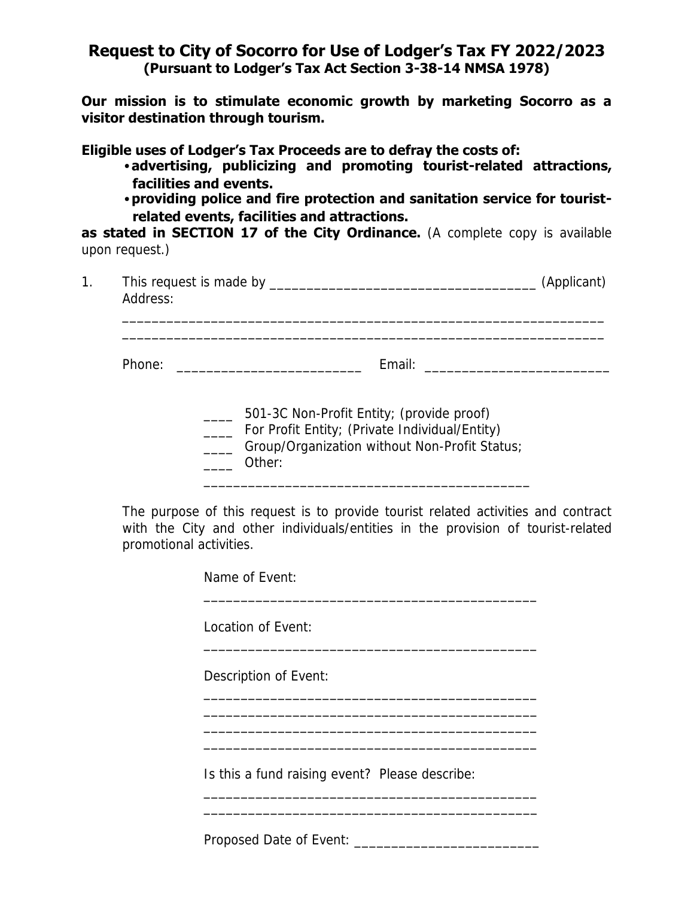# Request to City of Socorro for Use of Lodger's Tax FY 2022/2023

**(Pursuant to Lodger's Tax Act Section 3-38-14 NMSA 1978)**

**Our mission is to stimulate economic growth by marketing Socorro as a visitor destination through tourism.**

**Eligible uses of Lodger's Tax Proceeds are to defray the costs of:**

- **advertising, publicizing and promoting tourist-related attractions, facilities and events.**
- **providing police and fire protection and sanitation service for tourist-related events, facilities and attractions.**

**as stated in SECTION 17 of the City Ordinance.** (A complete copy is available upon request.)

1. This request is made by ___________________________________ (Applicant)
   Address:
   _________________________________________________________________
   _________________________________________________________________

   Phone: _________________________ Email: _________________________

   ____ 501-3C Non-Profit Entity; (provide proof)
   ____ For Profit Entity; (Private Individual/Entity)
   ____ Group/Organization without Non-Profit Status;
   ____ Other:
   ____________________________________________

   The purpose of this request is to provide tourist related activities and contract with the City and other individuals/entities in the provision of tourist-related promotional activities.

   Name of Event:
   _____________________________________________

   Location of Event:
   _____________________________________________

   Description of Event:
   _____________________________________________
   _____________________________________________
   _____________________________________________
   _____________________________________________

   Is this a fund raising event? Please describe:
   _____________________________________________
   _____________________________________________

   Proposed Date of Event: _________________________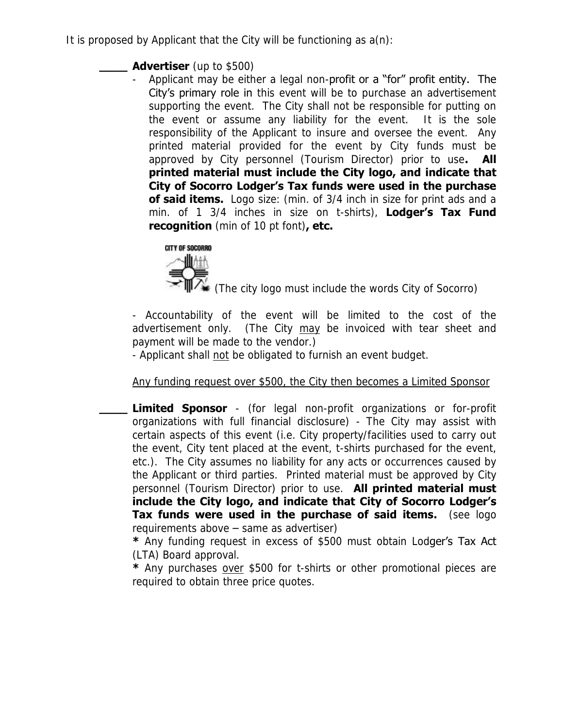It is proposed by Applicant that the City will be functioning as a(n):

____ **Advertiser** (up to $500)

- Applicant may be either a legal non-profit or a "for" profit entity. The City's primary role in this event will be to purchase an advertisement supporting the event. The City shall not be responsible for putting on the event or assume any liability for the event. It is the sole responsibility of the Applicant to insure and oversee the event. Any printed material provided for the event by City funds must be approved by City personnel (Tourism Director) prior to use**. All printed material must include the City logo, and indicate that City of Socorro Lodger's Tax funds were used in the purchase of said items.** Logo size: (min. of 3/4 inch in size for print ads and a min. of 1 3/4 inches in size on t-shirts), **Lodger's Tax Fund recognition** (min of 10 pt font)**, etc.**

CITY OF SOCORRO (The city logo must include the words City of Socorro)

- Accountability of the event will be limited to the cost of the advertisement only. (The City may be invoiced with tear sheet and payment will be made to the vendor.)
- Applicant shall not be obligated to furnish an event budget.

Any funding request over $500, the City then becomes a Limited Sponsor

____ **Limited Sponsor** - (for legal non-profit organizations or for-profit organizations with full financial disclosure) - The City may assist with certain aspects of this event (i.e. City property/facilities used to carry out the event, City tent placed at the event, t-shirts purchased for the event, etc.). The City assumes no liability for any acts or occurrences caused by the Applicant or third parties. Printed material must be approved by City personnel (Tourism Director) prior to use. **All printed material must include the City logo, and indicate that City of Socorro Lodger's Tax funds were used in the purchase of said items.** (see logo requirements above – same as advertiser)

**\*** Any funding request in excess of $500 must obtain Lodger's Tax Act (LTA) Board approval.

**\*** Any purchases over $500 for t-shirts or other promotional pieces are required to obtain three price quotes.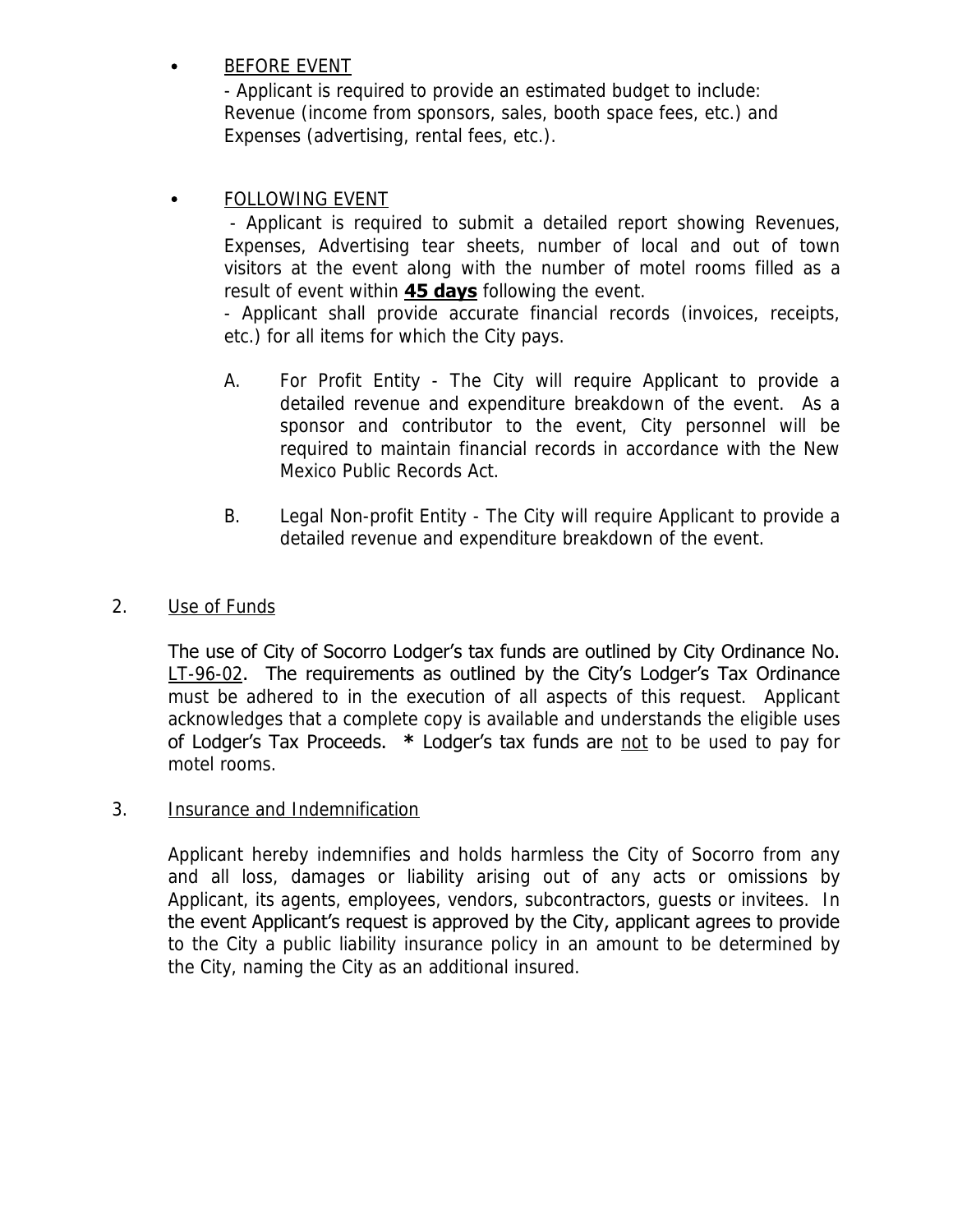- <u>BEFORE EVENT</u>

  - Applicant is required to provide an estimated budget to include: Revenue (income from sponsors, sales, booth space fees, etc.) and Expenses (advertising, rental fees, etc.).

- <u>FOLLOWING EVENT</u>

  - Applicant is required to submit a detailed report showing Revenues, Expenses, Advertising tear sheets, number of local and out of town visitors at the event along with the number of motel rooms filled as a result of event within **<u>45 days</u>** following the event.

  - Applicant shall provide accurate financial records (invoices, receipts, etc.) for all items for which the City pays.

  A. For Profit Entity - The City will require Applicant to provide a detailed revenue and expenditure breakdown of the event. As a sponsor and contributor to the event, City personnel will be required to maintain financial records in accordance with the New Mexico Public Records Act.

  B. Legal Non-profit Entity - The City will require Applicant to provide a detailed revenue and expenditure breakdown of the event.

2. <u>Use of Funds</u>

   The use of City of Socorro Lodger's tax funds are outlined by City Ordinance No. <u>LT-96-02</u>. The requirements as outlined by the City's Lodger's Tax Ordinance must be adhered to in the execution of all aspects of this request. Applicant acknowledges that a complete copy is available and understands the eligible uses of Lodger's Tax Proceeds. **\*** Lodger's tax funds are <u>not</u> to be used to pay for motel rooms.

3. <u>Insurance and Indemnification</u>

   Applicant hereby indemnifies and holds harmless the City of Socorro from any and all loss, damages or liability arising out of any acts or omissions by Applicant, its agents, employees, vendors, subcontractors, guests or invitees. In the event Applicant's request is approved by the City, applicant agrees to provide to the City a public liability insurance policy in an amount to be determined by the City, naming the City as an additional insured.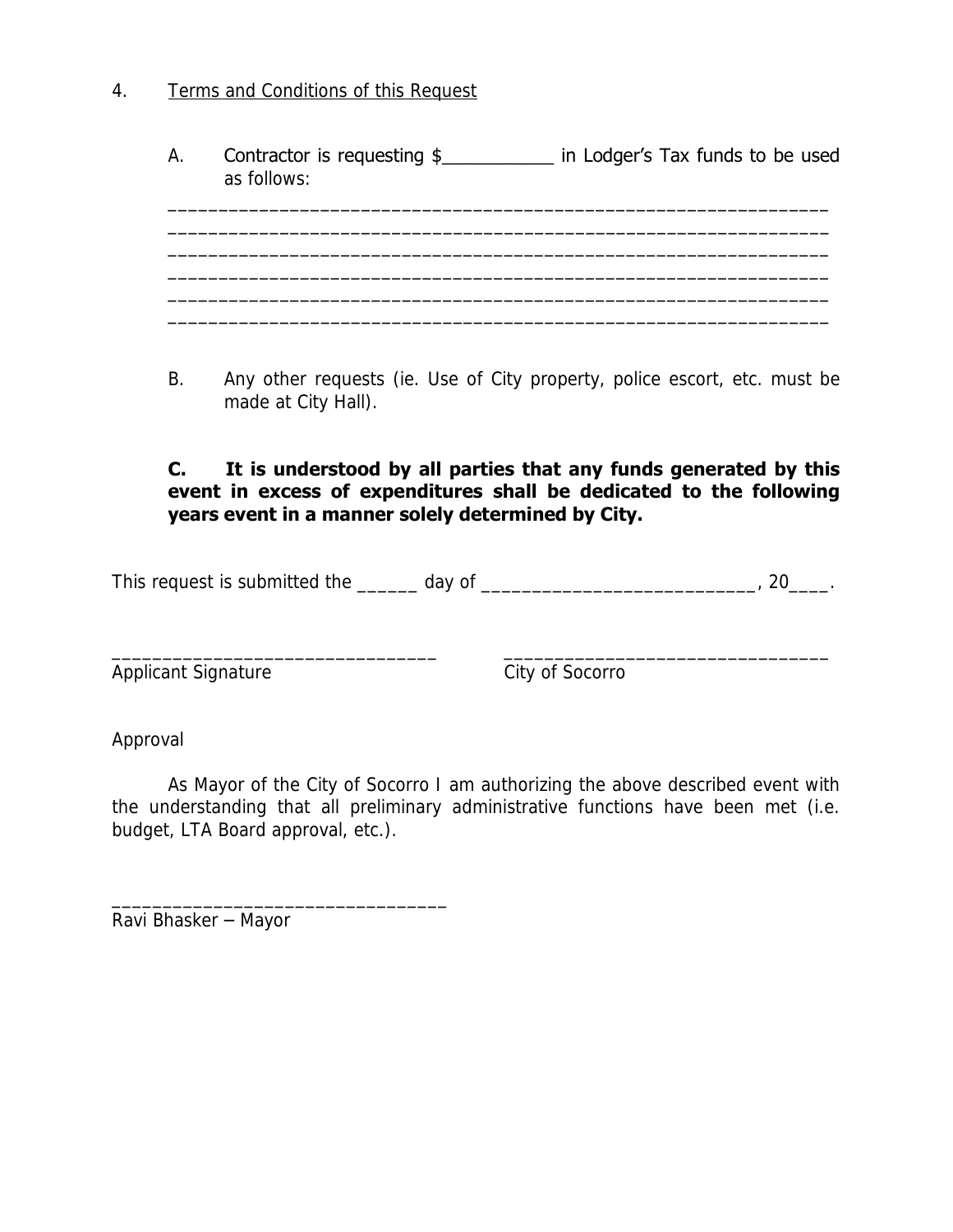4. Terms and Conditions of this Request

   A. Contractor is requesting $___________ in Lodger's Tax funds to be used as follows:

   _________________________________________________________________
   _________________________________________________________________
   _________________________________________________________________
   _________________________________________________________________
   _________________________________________________________________
   _________________________________________________________________

   B. Any other requests (ie. Use of City property, police escort, etc. must be made at City Hall).

   **C. It is understood by all parties that any funds generated by this event in excess of expenditures shall be dedicated to the following years event in a manner solely determined by City.**

This request is submitted the ______ day of ___________________________, 20____.

________________________________          ________________________________
Applicant Signature                                    City of Socorro

Approval

As Mayor of the City of Socorro I am authorizing the above described event with the understanding that all preliminary administrative functions have been met (i.e. budget, LTA Board approval, etc.).

________________________________
Ravi Bhasker – Mayor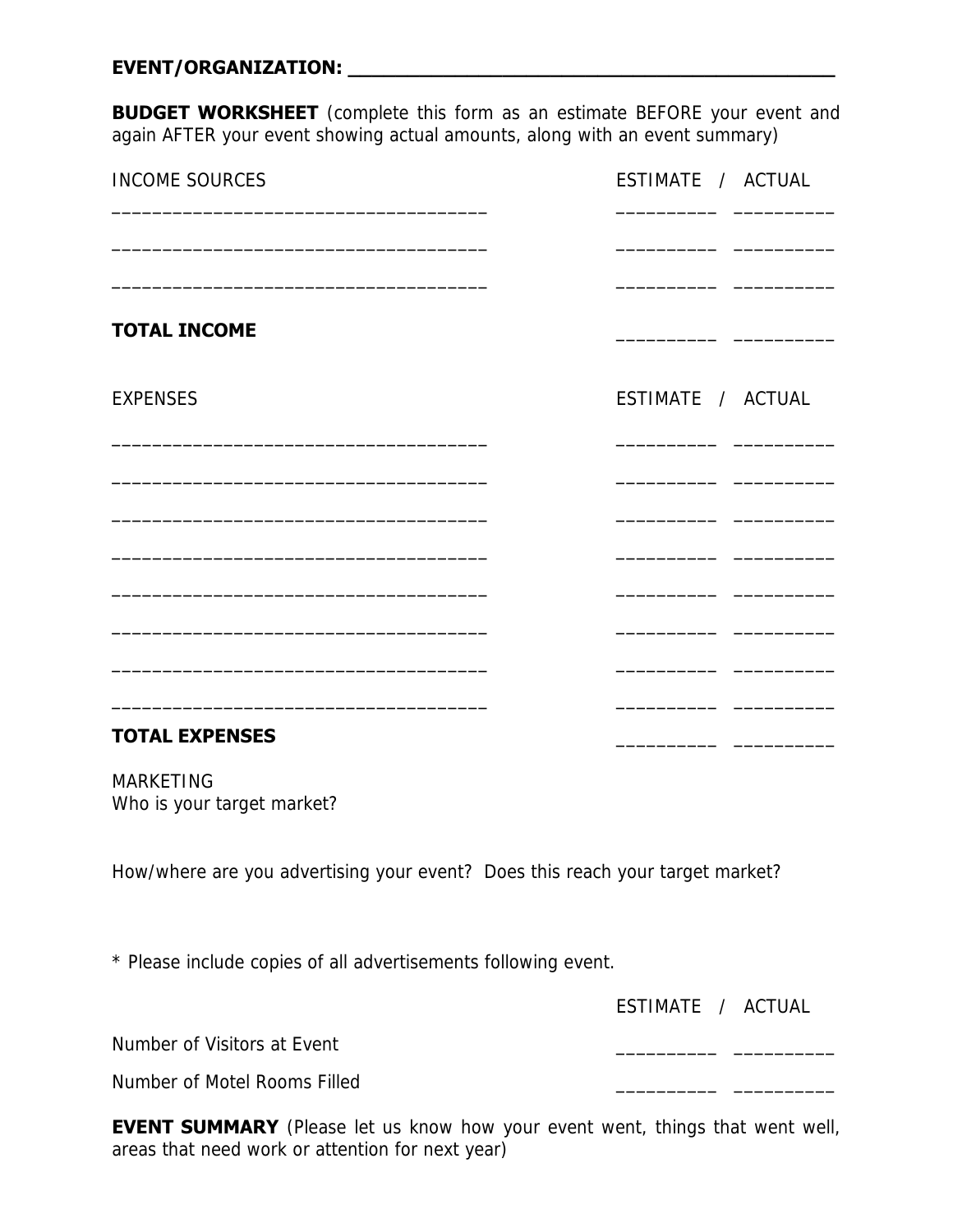**EVENT/ORGANIZATION: ____________________________________________**

**BUDGET WORKSHEET** (complete this form as an estimate BEFORE your event and again AFTER your event showing actual amounts, along with an event summary)

| INCOME SOURCES | ESTIMATE | ACTUAL |
|---|---|---|
| ____________________________________ | __________ | __________ |
| ____________________________________ | __________ | __________ |
| ____________________________________ | __________ | __________ |
| **TOTAL INCOME** | __________ | __________ |

| EXPENSES | ESTIMATE | ACTUAL |
|---|---|---|
| ____________________________________ | __________ | __________ |
| ____________________________________ | __________ | __________ |
| ____________________________________ | __________ | __________ |
| ____________________________________ | __________ | __________ |
| ____________________________________ | __________ | __________ |
| ____________________________________ | __________ | __________ |
| ____________________________________ | __________ | __________ |
| ____________________________________ | __________ | __________ |
| **TOTAL EXPENSES** | __________ | __________ |

MARKETING
Who is your target market?

How/where are you advertising your event? Does this reach your target market?

* Please include copies of all advertisements following event.

| | ESTIMATE | ACTUAL |
|---|---|---|
| Number of Visitors at Event | __________ | __________ |
| Number of Motel Rooms Filled | __________ | __________ |

**EVENT SUMMARY** (Please let us know how your event went, things that went well, areas that need work or attention for next year)